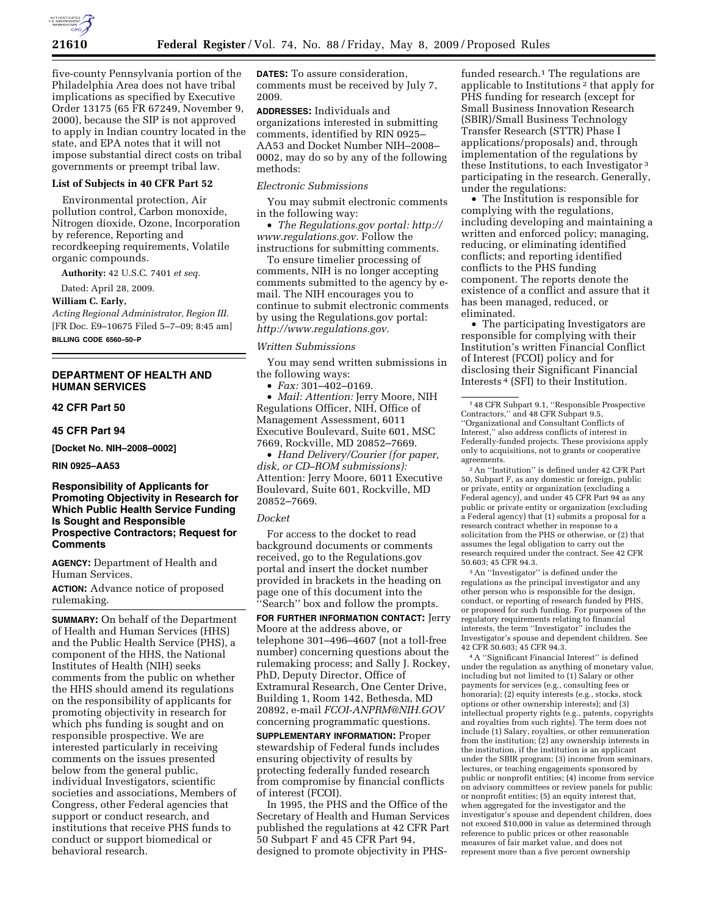five-county Pennsylvania portion of the Philadelphia Area does not have tribal implications as specified by Executive Order 13175 (65 FR 67249, November 9, 2000), because the SIP is not approved to apply in Indian country located in the state, and EPA notes that it will not impose substantial direct costs on tribal governments or preempt tribal law.

### List of Subjects in 40 CFR Part 52

Environmental protection, Air pollution control, Carbon monoxide, Nitrogen dioxide, Ozone, Incorporation by reference, Reporting and recordkeeping requirements, Volatile organic compounds.

**Authority:** 42 U.S.C. 7401 *et seq.*

Dated: April 28, 2009.

**William C. Early,**

*Acting Regional Administrator, Region III.*

[FR Doc. E9–10675 Filed 5–7–09; 8:45 am]

**BILLING CODE 6560–50–P**

## DEPARTMENT OF HEALTH AND HUMAN SERVICES

### 42 CFR Part 50

### 45 CFR Part 94

**[Docket No. NIH–2008–0002]**

**RIN 0925–AA53**

## Responsibility of Applicants for Promoting Objectivity in Research for Which Public Health Service Funding Is Sought and Responsible Prospective Contractors; Request for Comments

**AGENCY:** Department of Health and Human Services.

**ACTION:** Advance notice of proposed rulemaking.

**SUMMARY:** On behalf of the Department of Health and Human Services (HHS) and the Public Health Service (PHS), a component of the HHS, the National Institutes of Health (NIH) seeks comments from the public on whether the HHS should amend its regulations on the responsibility of applicants for promoting objectivity in research for which phs funding is sought and on responsible prospective. We are interested particularly in receiving comments on the issues presented below from the general public, individual Investigators, scientific societies and associations, Members of Congress, other Federal agencies that support or conduct research, and institutions that receive PHS funds to conduct or support biomedical or behavioral research.

**DATES:** To assure consideration, comments must be received by July 7, 2009.

**ADDRESSES:** Individuals and organizations interested in submitting comments, identified by RIN 0925–AA53 and Docket Number NIH–2008–0002, may do so by any of the following methods:

*Electronic Submissions*

You may submit electronic comments in the following way:

- *The Regulations.gov portal: http://www.regulations.gov.* Follow the instructions for submitting comments.

To ensure timelier processing of comments, NIH is no longer accepting comments submitted to the agency by e-mail. The NIH encourages you to continue to submit electronic comments by using the Regulations.gov portal: *http://www.regulations.gov.*

*Written Submissions*

You may send written submissions in the following ways:

- *Fax:* 301–402–0169.
- *Mail: Attention:* Jerry Moore, NIH Regulations Officer, NIH, Office of Management Assessment, 6011 Executive Boulevard, Suite 601, MSC 7669, Rockville, MD 20852–7669.
- *Hand Delivery/Courier (for paper, disk, or CD–ROM submissions):* Attention: Jerry Moore, 6011 Executive Boulevard, Suite 601, Rockville, MD 20852–7669.

*Docket*

For access to the docket to read background documents or comments received, go to the Regulations.gov portal and insert the docket number provided in brackets in the heading on page one of this document into the ''Search'' box and follow the prompts.

**FOR FURTHER INFORMATION CONTACT:** Jerry Moore at the address above, or telephone 301–496–4607 (not a toll-free number) concerning questions about the rulemaking process; and Sally J. Rockey, PhD, Deputy Director, Office of Extramural Research, One Center Drive, Building 1, Room 142, Bethesda, MD 20892, e-mail *FCOI-ANPRM@NIH.GOV* concerning programmatic questions.

**SUPPLEMENTARY INFORMATION:** Proper stewardship of Federal funds includes ensuring objectivity of results by protecting federally funded research from compromise by financial conflicts of interest (FCOI).

In 1995, the PHS and the Office of the Secretary of Health and Human Services published the regulations at 42 CFR Part 50 Subpart F and 45 CFR Part 94, designed to promote objectivity in PHS-funded research.[1] The regulations are applicable to Institutions[2] that apply for PHS funding for research (except for Small Business Innovation Research (SBIR)/Small Business Technology Transfer Research (STTR) Phase I applications/proposals) and, through implementation of the regulations by these Institutions, to each Investigator[3] participating in the research. Generally, under the regulations:

- The Institution is responsible for complying with the regulations, including developing and maintaining a written and enforced policy; managing, reducing, or eliminating identified conflicts; and reporting identified conflicts to the PHS funding component. The reports denote the existence of a conflict and assure that it has been managed, reduced, or eliminated.
- The participating Investigators are responsible for complying with their Institution's written Financial Conflict of Interest (FCOI) policy and for disclosing their Significant Financial Interests[4] (SFI) to their Institution.

[1] 48 CFR Subpart 9.1, ''Responsible Prospective Contractors,'' and 48 CFR Subpart 9.5, ''Organizational and Consultant Conflicts of Interest,'' also address conflicts of interest in Federally-funded projects. These provisions apply only to acquisitions, not to grants or cooperative agreements.

[2] An ''Institution'' is defined under 42 CFR Part 50, Subpart F, as any domestic or foreign, public or private, entity or organization (excluding a Federal agency), and under 45 CFR Part 94 as any public or private entity or organization (excluding a Federal agency) that (1) submits a proposal for a research contract whether in response to a solicitation from the PHS or otherwise, or (2) that assumes the legal obligation to carry out the research required under the contract. See 42 CFR 50.603; 45 CFR 94.3.

[3] An ''Investigator'' is defined under the regulations as the principal investigator and any other person who is responsible for the design, conduct, or reporting of research funded by PHS, or proposed for such funding. For purposes of the regulatory requirements relating to financial interests, the term ''Investigator'' includes the Investigator's spouse and dependent children. See 42 CFR 50.603; 45 CFR 94.3.

[4] A ''Significant Financial Interest'' is defined under the regulation as anything of monetary value, including but not limited to (1) Salary or other payments for services (e.g., consulting fees or honoraria); (2) equity interests (e.g., stocks, stock options or other ownership interests); and (3) intellectual property rights (e.g., patents, copyrights and royalties from such rights). The term does not include (1) Salary, royalties, or other remuneration from the institution; (2) any ownership interests in the institution, if the institution is an applicant under the SBIR program; (3) income from seminars, lectures, or teaching engagements sponsored by public or nonprofit entities; (4) income from service on advisory committees or review panels for public or nonprofit entities; (5) an equity interest that, when aggregated for the investigator and the investigator's spouse and dependent children, does not exceed $10,000 in value as determined through reference to public prices or other reasonable measures of fair market value, and does not represent more than a five percent ownership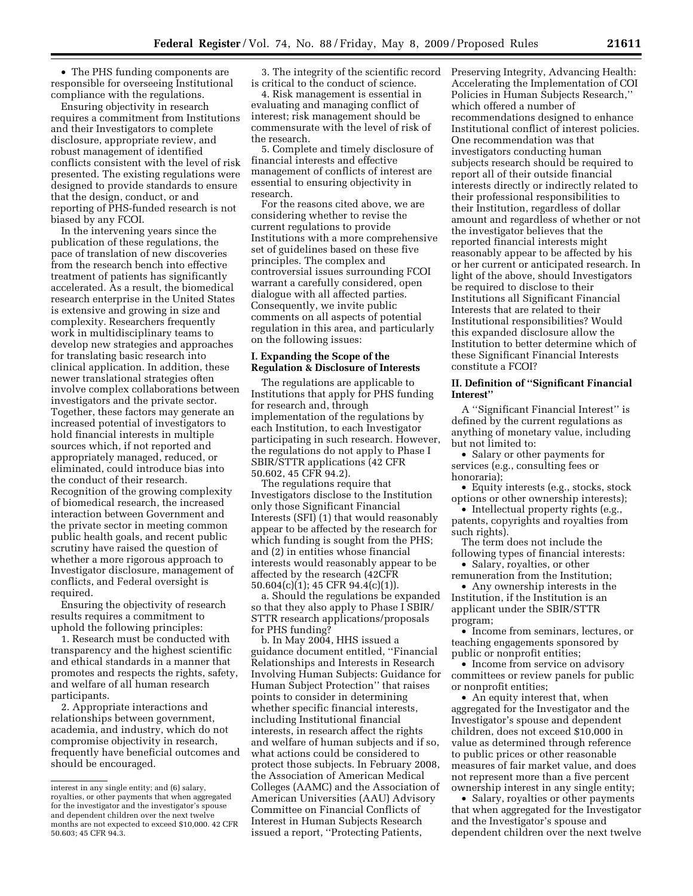- The PHS funding components are responsible for overseeing Institutional compliance with the regulations.

Ensuring objectivity in research requires a commitment from Institutions and their Investigators to complete disclosure, appropriate review, and robust management of identified conflicts consistent with the level of risk presented. The existing regulations were designed to provide standards to ensure that the design, conduct, or and reporting of PHS-funded research is not biased by any FCOI.

In the intervening years since the publication of these regulations, the pace of translation of new discoveries from the research bench into effective treatment of patients has significantly accelerated. As a result, the biomedical research enterprise in the United States is extensive and growing in size and complexity. Researchers frequently work in multidisciplinary teams to develop new strategies and approaches for translating basic research into clinical application. In addition, these newer translational strategies often involve complex collaborations between investigators and the private sector. Together, these factors may generate an increased potential of investigators to hold financial interests in multiple sources which, if not reported and appropriately managed, reduced, or eliminated, could introduce bias into the conduct of their research. Recognition of the growing complexity of biomedical research, the increased interaction between Government and the private sector in meeting common public health goals, and recent public scrutiny have raised the question of whether a more rigorous approach to Investigator disclosure, management of conflicts, and Federal oversight is required.

Ensuring the objectivity of research results requires a commitment to uphold the following principles:

1. Research must be conducted with transparency and the highest scientific and ethical standards in a manner that promotes and respects the rights, safety, and welfare of all human research participants.

2. Appropriate interactions and relationships between government, academia, and industry, which do not compromise objectivity in research, frequently have beneficial outcomes and should be encouraged.

3. The integrity of the scientific record is critical to the conduct of science.

4. Risk management is essential in evaluating and managing conflict of interest; risk management should be commensurate with the level of risk of the research.

5. Complete and timely disclosure of financial interests and effective management of conflicts of interest are essential to ensuring objectivity in research.

For the reasons cited above, we are considering whether to revise the current regulations to provide Institutions with a more comprehensive set of guidelines based on these five principles. The complex and controversial issues surrounding FCOI warrant a carefully considered, open dialogue with all affected parties. Consequently, we invite public comments on all aspects of potential regulation in this area, and particularly on the following issues:

### I. Expanding the Scope of the Regulation & Disclosure of Interests

The regulations are applicable to Institutions that apply for PHS funding for research and, through implementation of the regulations by each Institution, to each Investigator participating in such research. However, the regulations do not apply to Phase I SBIR/STTR applications (42 CFR 50.602, 45 CFR 94.2).

The regulations require that Investigators disclose to the Institution only those Significant Financial Interests (SFI) (1) that would reasonably appear to be affected by the research for which funding is sought from the PHS; and (2) in entities whose financial interests would reasonably appear to be affected by the research (42CFR 50.604(c)(1); 45 CFR 94.4(c)(1)).

a. Should the regulations be expanded so that they also apply to Phase I SBIR/STTR research applications/proposals for PHS funding?

b. In May 2004, HHS issued a guidance document entitled, ''Financial Relationships and Interests in Research Involving Human Subjects: Guidance for Human Subject Protection'' that raises points to consider in determining whether specific financial interests, including Institutional financial interests, in research affect the rights and welfare of human subjects and if so, what actions could be considered to protect those subjects. In February 2008, the Association of American Medical Colleges (AAMC) and the Association of American Universities (AAU) Advisory Committee on Financial Conflicts of Interest in Human Subjects Research issued a report, ''Protecting Patients, Preserving Integrity, Advancing Health: Accelerating the Implementation of COI Policies in Human Subjects Research,'' which offered a number of recommendations designed to enhance Institutional conflict of interest policies. One recommendation was that investigators conducting human subjects research should be required to report all of their outside financial interests directly or indirectly related to their professional responsibilities to their Institution, regardless of dollar amount and regardless of whether or not the investigator believes that the reported financial interests might reasonably appear to be affected by his or her current or anticipated research. In light of the above, should Investigators be required to disclose to their Institutions all Significant Financial Interests that are related to their Institutional responsibilities? Would this expanded disclosure allow the Institution to better determine which of these Significant Financial Interests constitute a FCOI?

### II. Definition of ''Significant Financial Interest''

A ''Significant Financial Interest'' is defined by the current regulations as anything of monetary value, including but not limited to:

- Salary or other payments for services (e.g., consulting fees or honoraria);
- Equity interests (e.g., stocks, stock options or other ownership interests);
- Intellectual property rights (e.g., patents, copyrights and royalties from such rights).

The term does not include the following types of financial interests:

- Salary, royalties, or other remuneration from the Institution;
- Any ownership interests in the Institution, if the Institution is an applicant under the SBIR/STTR program;
- Income from seminars, lectures, or teaching engagements sponsored by public or nonprofit entities;
- Income from service on advisory committees or review panels for public or nonprofit entities;
- An equity interest that, when aggregated for the Investigator and the Investigator's spouse and dependent children, does not exceed $10,000 in value as determined through reference to public prices or other reasonable measures of fair market value, and does not represent more than a five percent ownership interest in any single entity;
- Salary, royalties or other payments that when aggregated for the Investigator and the Investigator's spouse and dependent children over the next twelve

---

interest in any single entity; and (6) salary, royalties, or other payments that when aggregated for the investigator and the investigator's spouse and dependent children over the next twelve months are not expected to exceed $10,000. 42 CFR 50.603; 45 CFR 94.3.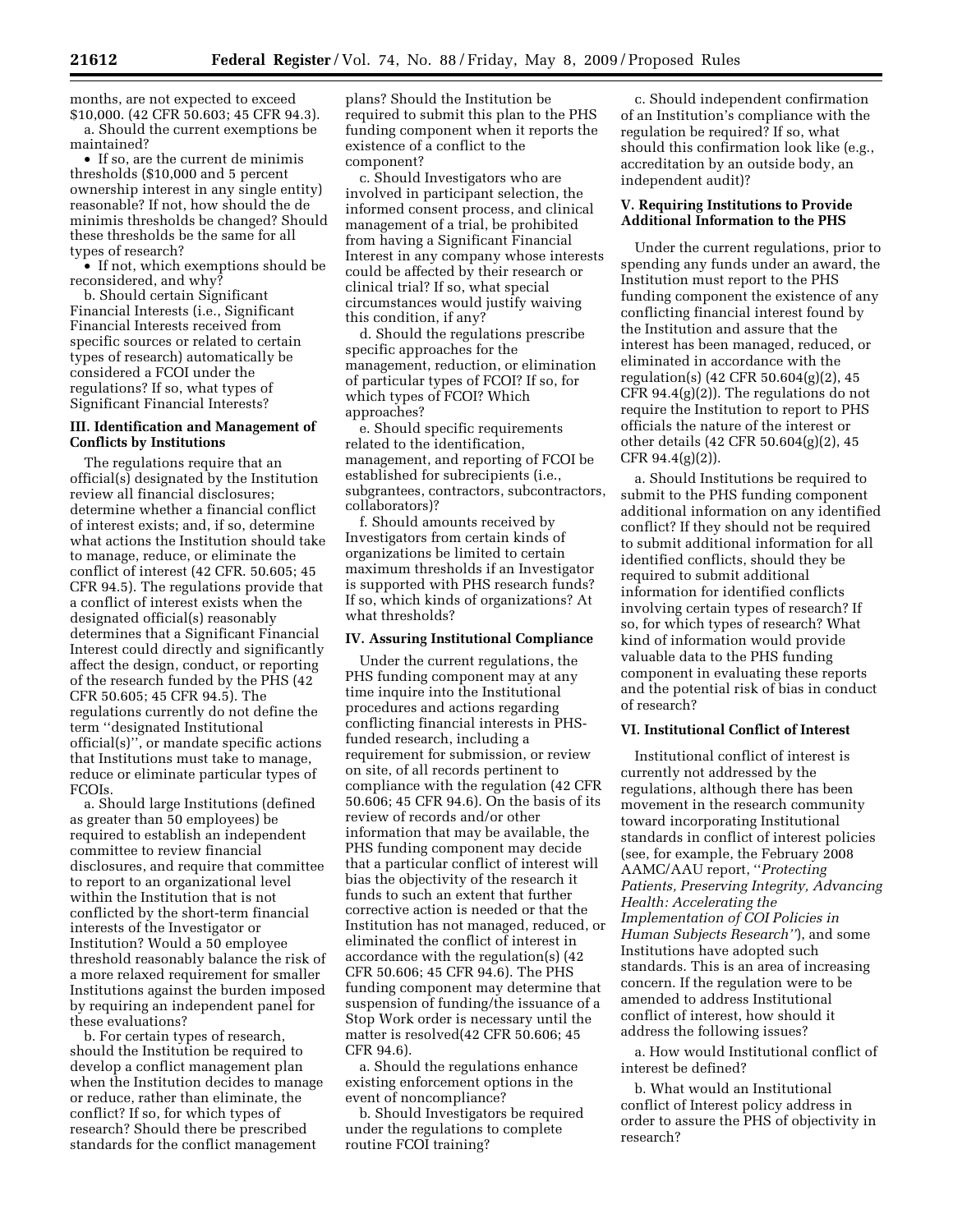months, are not expected to exceed $10,000. (42 CFR 50.603; 45 CFR 94.3).

a. Should the current exemptions be maintained?

- If so, are the current de minimis thresholds ($10,000 and 5 percent ownership interest in any single entity) reasonable? If not, how should the de minimis thresholds be changed? Should these thresholds be the same for all types of research?
- If not, which exemptions should be reconsidered, and why?

b. Should certain Significant Financial Interests (i.e., Significant Financial Interests received from specific sources or related to certain types of research) automatically be considered a FCOI under the regulations? If so, what types of Significant Financial Interests?

### III. Identification and Management of Conflicts by Institutions

The regulations require that an official(s) designated by the Institution review all financial disclosures; determine whether a financial conflict of interest exists; and, if so, determine what actions the Institution should take to manage, reduce, or eliminate the conflict of interest (42 CFR. 50.605; 45 CFR 94.5). The regulations provide that a conflict of interest exists when the designated official(s) reasonably determines that a Significant Financial Interest could directly and significantly affect the design, conduct, or reporting of the research funded by the PHS (42 CFR 50.605; 45 CFR 94.5). The regulations currently do not define the term ''designated Institutional official(s)'', or mandate specific actions that Institutions must take to manage, reduce or eliminate particular types of FCOIs.

a. Should large Institutions (defined as greater than 50 employees) be required to establish an independent committee to review financial disclosures, and require that committee to report to an organizational level within the Institution that is not conflicted by the short-term financial interests of the Investigator or Institution? Would a 50 employee threshold reasonably balance the risk of a more relaxed requirement for smaller Institutions against the burden imposed by requiring an independent panel for these evaluations?

b. For certain types of research, should the Institution be required to develop a conflict management plan when the Institution decides to manage or reduce, rather than eliminate, the conflict? If so, for which types of research? Should there be prescribed standards for the conflict management plans? Should the Institution be required to submit this plan to the PHS funding component when it reports the existence of a conflict to the component?

c. Should Investigators who are involved in participant selection, the informed consent process, and clinical management of a trial, be prohibited from having a Significant Financial Interest in any company whose interests could be affected by their research or clinical trial? If so, what special circumstances would justify waiving this condition, if any?

d. Should the regulations prescribe specific approaches for the management, reduction, or elimination of particular types of FCOI? If so, for which types of FCOI? Which approaches?

e. Should specific requirements related to the identification, management, and reporting of FCOI be established for subrecipients (i.e., subgrantees, contractors, subcontractors, collaborators)?

f. Should amounts received by Investigators from certain kinds of organizations be limited to certain maximum thresholds if an Investigator is supported with PHS research funds? If so, which kinds of organizations? At what thresholds?

### IV. Assuring Institutional Compliance

Under the current regulations, the PHS funding component may at any time inquire into the Institutional procedures and actions regarding conflicting financial interests in PHS-funded research, including a requirement for submission, or review on site, of all records pertinent to compliance with the regulation (42 CFR 50.606; 45 CFR 94.6). On the basis of its review of records and/or other information that may be available, the PHS funding component may decide that a particular conflict of interest will bias the objectivity of the research it funds to such an extent that further corrective action is needed or that the Institution has not managed, reduced, or eliminated the conflict of interest in accordance with the regulation(s) (42 CFR 50.606; 45 CFR 94.6). The PHS funding component may determine that suspension of funding/the issuance of a Stop Work order is necessary until the matter is resolved(42 CFR 50.606; 45 CFR 94.6).

a. Should the regulations enhance existing enforcement options in the event of noncompliance?

b. Should Investigators be required under the regulations to complete routine FCOI training?

c. Should independent confirmation of an Institution's compliance with the regulation be required? If so, what should this confirmation look like (e.g., accreditation by an outside body, an independent audit)?

### V. Requiring Institutions to Provide Additional Information to the PHS

Under the current regulations, prior to spending any funds under an award, the Institution must report to the PHS funding component the existence of any conflicting financial interest found by the Institution and assure that the interest has been managed, reduced, or eliminated in accordance with the regulation(s) (42 CFR 50.604(g)(2), 45 CFR 94.4(g)(2)). The regulations do not require the Institution to report to PHS officials the nature of the interest or other details (42 CFR 50.604(g)(2), 45 CFR 94.4(g)(2)).

a. Should Institutions be required to submit to the PHS funding component additional information on any identified conflict? If they should not be required to submit additional information for all identified conflicts, should they be required to submit additional information for identified conflicts involving certain types of research? If so, for which types of research? What kind of information would provide valuable data to the PHS funding component in evaluating these reports and the potential risk of bias in conduct of research?

### VI. Institutional Conflict of Interest

Institutional conflict of interest is currently not addressed by the regulations, although there has been movement in the research community toward incorporating Institutional standards in conflict of interest policies (see, for example, the February 2008 AAMC/AAU report, ''*Protecting Patients, Preserving Integrity, Advancing Health: Accelerating the Implementation of COI Policies in Human Subjects Research*''), and some Institutions have adopted such standards. This is an area of increasing concern. If the regulation were to be amended to address Institutional conflict of interest, how should it address the following issues?

a. How would Institutional conflict of interest be defined?

b. What would an Institutional conflict of Interest policy address in order to assure the PHS of objectivity in research?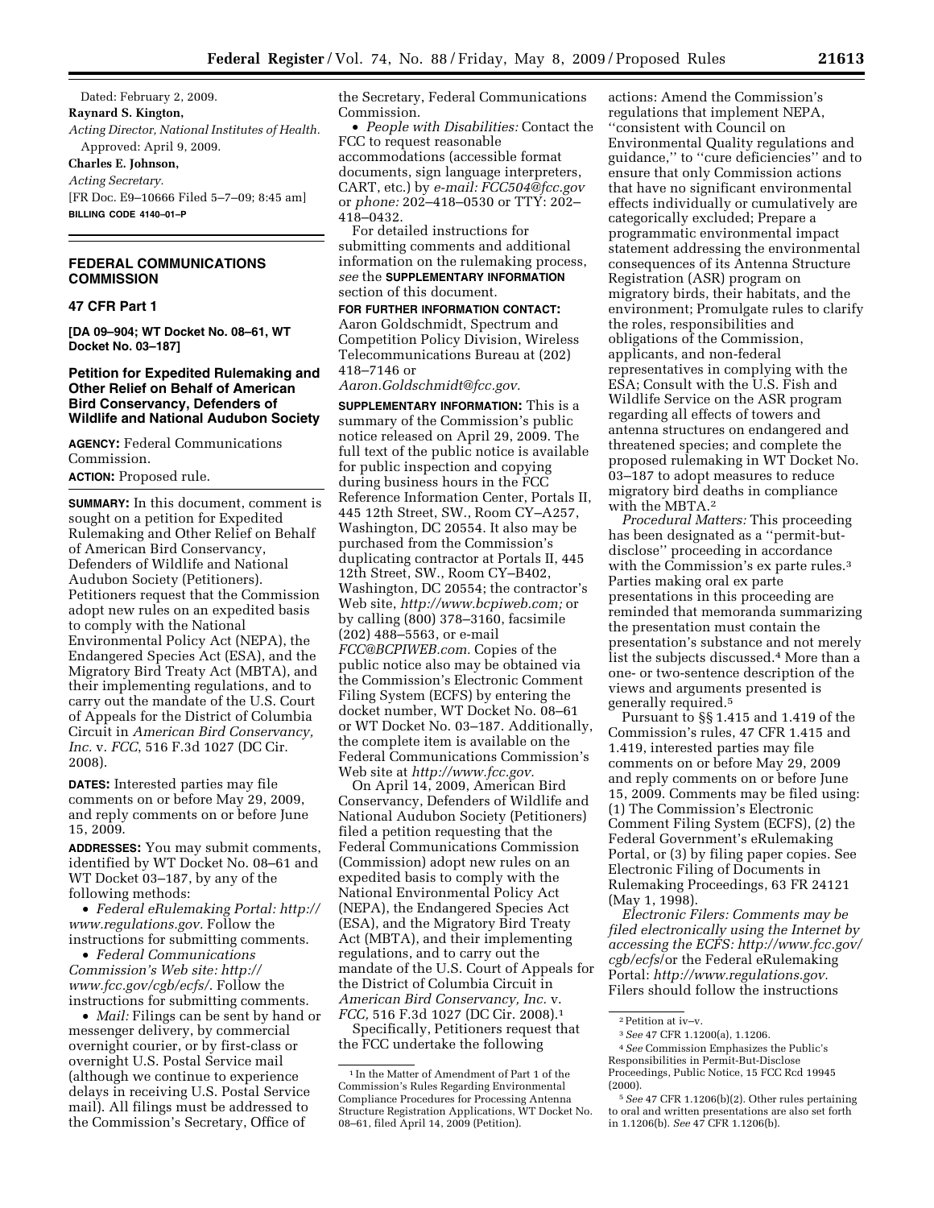Dated: February 2, 2009.

**Raynard S. Kington,**

*Acting Director, National Institutes of Health.*

Approved: April 9, 2009.

**Charles E. Johnson,**

*Acting Secretary.*

[FR Doc. E9–10666 Filed 5–7–09; 8:45 am]

**BILLING CODE 4140–01–P**

## FEDERAL COMMUNICATIONS COMMISSION

### 47 CFR Part 1

**[DA 09–904; WT Docket No. 08–61, WT Docket No. 03–187]**

### Petition for Expedited Rulemaking and Other Relief on Behalf of American Bird Conservancy, Defenders of Wildlife and National Audubon Society

**AGENCY:** Federal Communications Commission.

**ACTION:** Proposed rule.

**SUMMARY:** In this document, comment is sought on a petition for Expedited Rulemaking and Other Relief on Behalf of American Bird Conservancy, Defenders of Wildlife and National Audubon Society (Petitioners). Petitioners request that the Commission adopt new rules on an expedited basis to comply with the National Environmental Policy Act (NEPA), the Endangered Species Act (ESA), and the Migratory Bird Treaty Act (MBTA), and their implementing regulations, and to carry out the mandate of the U.S. Court of Appeals for the District of Columbia Circuit in *American Bird Conservancy, Inc.* v. *FCC*, 516 F.3d 1027 (DC Cir. 2008).

**DATES:** Interested parties may file comments on or before May 29, 2009, and reply comments on or before June 15, 2009.

**ADDRESSES:** You may submit comments, identified by WT Docket No. 08–61 and WT Docket 03–187, by any of the following methods:

- *Federal eRulemaking Portal: http://www.regulations.gov.* Follow the instructions for submitting comments.
- *Federal Communications Commission's Web site: http://www.fcc.gov/cgb/ecfs/.* Follow the instructions for submitting comments.
- *Mail:* Filings can be sent by hand or messenger delivery, by commercial overnight courier, or by first-class or overnight U.S. Postal Service mail (although we continue to experience delays in receiving U.S. Postal Service mail). All filings must be addressed to the Commission's Secretary, Office of the Secretary, Federal Communications Commission.
- *People with Disabilities:* Contact the FCC to request reasonable accommodations (accessible format documents, sign language interpreters, CART, etc.) by *e-mail: FCC504@fcc.gov* or *phone:* 202–418–0530 or TTY: 202–418–0432.

For detailed instructions for submitting comments and additional information on the rulemaking process, *see* the **SUPPLEMENTARY INFORMATION** section of this document.

**FOR FURTHER INFORMATION CONTACT:** Aaron Goldschmidt, Spectrum and Competition Policy Division, Wireless Telecommunications Bureau at (202) 418–7146 or *Aaron.Goldschmidt@fcc.gov.*

**SUPPLEMENTARY INFORMATION:** This is a summary of the Commission's public notice released on April 29, 2009. The full text of the public notice is available for public inspection and copying during business hours in the FCC Reference Information Center, Portals II, 445 12th Street, SW., Room CY–A257, Washington, DC 20554. It also may be purchased from the Commission's duplicating contractor at Portals II, 445 12th Street, SW., Room CY–B402, Washington, DC 20554; the contractor's Web site, *http://www.bcpiweb.com;* or by calling (800) 378–3160, facsimile (202) 488–5563, or e-mail *FCC@BCPIWEB.com.* Copies of the public notice also may be obtained via the Commission's Electronic Comment Filing System (ECFS) by entering the docket number, WT Docket No. 08–61 or WT Docket No. 03–187. Additionally, the complete item is available on the Federal Communications Commission's Web site at *http://www.fcc.gov.*

On April 14, 2009, American Bird Conservancy, Defenders of Wildlife and National Audubon Society (Petitioners) filed a petition requesting that the Federal Communications Commission (Commission) adopt new rules on an expedited basis to comply with the National Environmental Policy Act (NEPA), the Endangered Species Act (ESA), and the Migratory Bird Treaty Act (MBTA), and their implementing regulations, and to carry out the mandate of the U.S. Court of Appeals for the District of Columbia Circuit in *American Bird Conservancy, Inc.* v. *FCC,* 516 F.3d 1027 (DC Cir. 2008).[1]

Specifically, Petitioners request that the FCC undertake the following actions: Amend the Commission's regulations that implement NEPA, ''consistent with Council on Environmental Quality regulations and guidance,'' to ''cure deficiencies'' and to ensure that only Commission actions that have no significant environmental effects individually or cumulatively are categorically excluded; Prepare a programmatic environmental impact statement addressing the environmental consequences of its Antenna Structure Registration (ASR) program on migratory birds, their habitats, and the environment; Promulgate rules to clarify the roles, responsibilities and obligations of the Commission, applicants, and non-federal representatives in complying with the ESA; Consult with the U.S. Fish and Wildlife Service on the ASR program regarding all effects of towers and antenna structures on endangered and threatened species; and complete the proposed rulemaking in WT Docket No. 03–187 to adopt measures to reduce migratory bird deaths in compliance with the MBTA.[2]

*Procedural Matters:* This proceeding has been designated as a ''permit-but-disclose'' proceeding in accordance with the Commission's ex parte rules.[3] Parties making oral ex parte presentations in this proceeding are reminded that memoranda summarizing the presentation must contain the presentation's substance and not merely list the subjects discussed.[4] More than a one- or two-sentence description of the views and arguments presented is generally required.[5]

Pursuant to §§ 1.415 and 1.419 of the Commission's rules, 47 CFR 1.415 and 1.419, interested parties may file comments on or before May 29, 2009 and reply comments on or before June 15, 2009. Comments may be filed using: (1) The Commission's Electronic Comment Filing System (ECFS), (2) the Federal Government's eRulemaking Portal, or (3) by filing paper copies. See Electronic Filing of Documents in Rulemaking Proceedings, 63 FR 24121 (May 1, 1998).

*Electronic Filers: Comments may be filed electronically using the Internet by accessing the ECFS: http://www.fcc.gov/cgb/ecfs/*or the Federal eRulemaking Portal: *http://www.regulations.gov.* Filers should follow the instructions

---

[1] In the Matter of Amendment of Part 1 of the Commission's Rules Regarding Environmental Compliance Procedures for Processing Antenna Structure Registration Applications, WT Docket No. 08–61, filed April 14, 2009 (Petition).

[2] Petition at iv–v.

[3] *See* 47 CFR 1.1200(a), 1.1206.

[4] *See* Commission Emphasizes the Public's Responsibilities in Permit-But-Disclose Proceedings, Public Notice, 15 FCC Rcd 19945 (2000).

[5] *See* 47 CFR 1.1206(b)(2). Other rules pertaining to oral and written presentations are also set forth in 1.1206(b). *See* 47 CFR 1.1206(b).